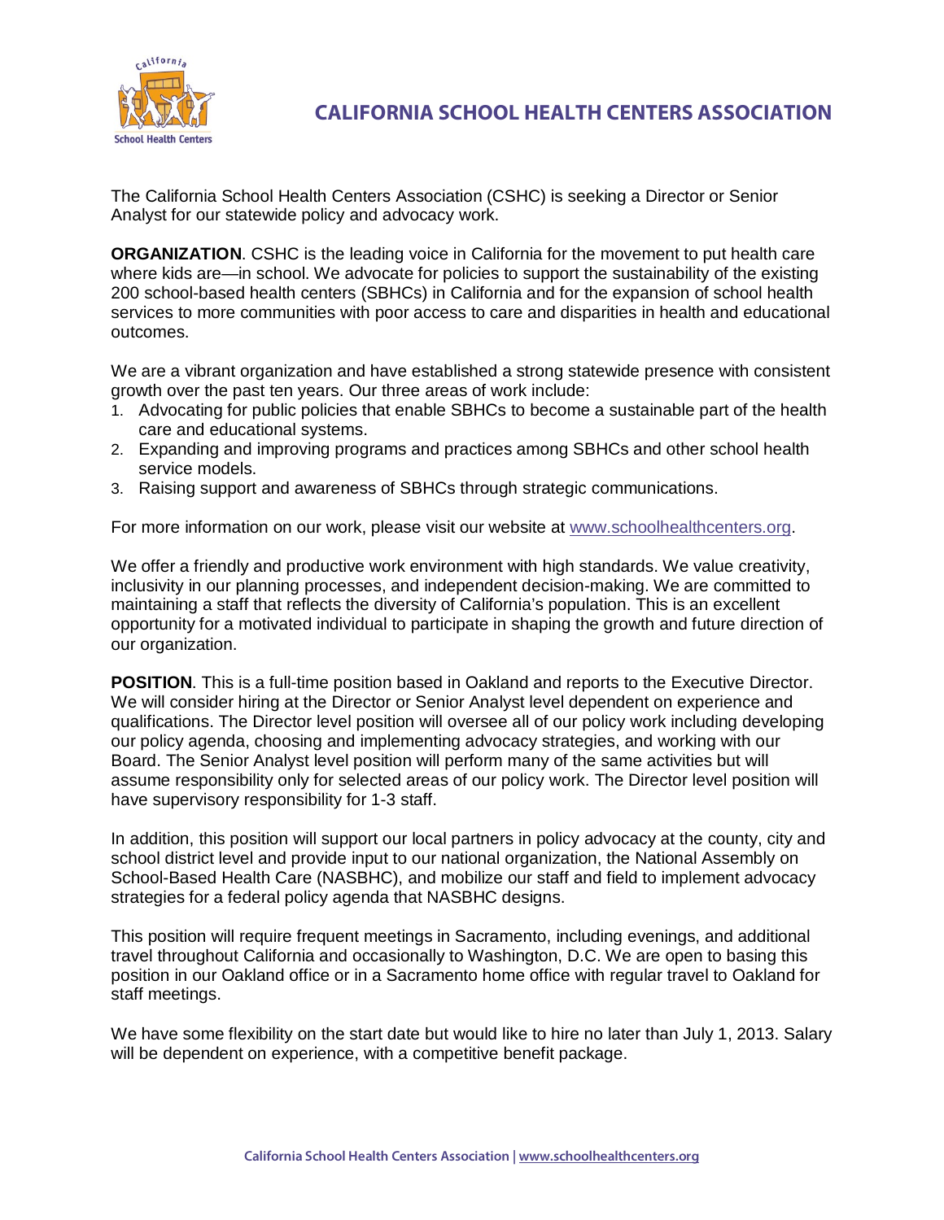# CALIFORNIA SCHOOL HEALTH CENTERS ASSOCIATION

The California School Health Centers Association (CSHC) is seeking a Director or Senior Analyst for our statewide policy and advocacy work.

**ORGANIZATION**. CSHC is the leading voice in California for the movement to put health care where kids are—in school. We advocate for policies to support the sustainability of the existing 200 school-based health centers (SBHCs) in California and for the expansion of school health services to more communities with poor access to care and disparities in health and educational outcomes.

We are a vibrant organization and have established a strong statewide presence with consistent growth over the past ten years. Our three areas of work include:

1. Advocating for public policies that enable SBHCs to become a sustainable part of the health care and educational systems.
2. Expanding and improving programs and practices among SBHCs and other school health service models.
3. Raising support and awareness of SBHCs through strategic communications.

For more information on our work, please visit our website at www.schoolhealthcenters.org.

We offer a friendly and productive work environment with high standards. We value creativity, inclusivity in our planning processes, and independent decision-making. We are committed to maintaining a staff that reflects the diversity of California's population. This is an excellent opportunity for a motivated individual to participate in shaping the growth and future direction of our organization.

**POSITION**. This is a full-time position based in Oakland and reports to the Executive Director. We will consider hiring at the Director or Senior Analyst level dependent on experience and qualifications. The Director level position will oversee all of our policy work including developing our policy agenda, choosing and implementing advocacy strategies, and working with our Board. The Senior Analyst level position will perform many of the same activities but will assume responsibility only for selected areas of our policy work. The Director level position will have supervisory responsibility for 1-3 staff.

In addition, this position will support our local partners in policy advocacy at the county, city and school district level and provide input to our national organization, the National Assembly on School-Based Health Care (NASBHC), and mobilize our staff and field to implement advocacy strategies for a federal policy agenda that NASBHC designs.

This position will require frequent meetings in Sacramento, including evenings, and additional travel throughout California and occasionally to Washington, D.C. We are open to basing this position in our Oakland office or in a Sacramento home office with regular travel to Oakland for staff meetings.

We have some flexibility on the start date but would like to hire no later than July 1, 2013. Salary will be dependent on experience, with a competitive benefit package.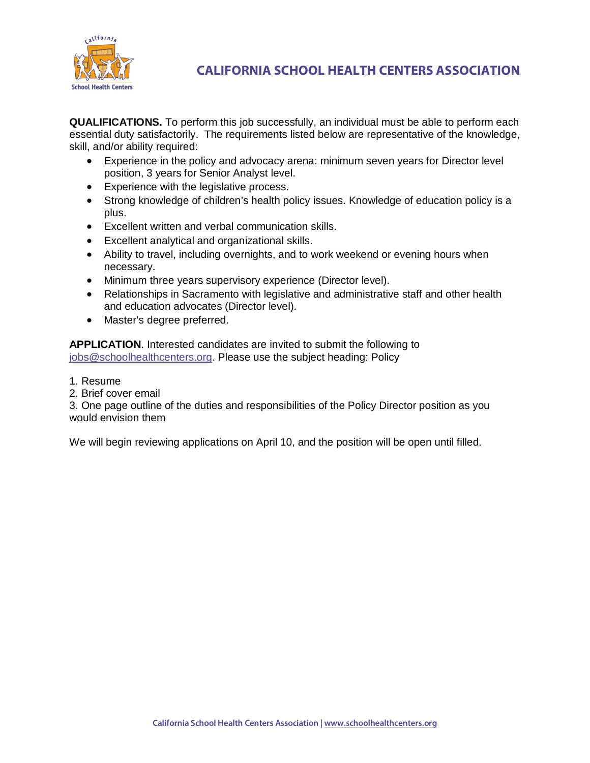**QUALIFICATIONS.** To perform this job successfully, an individual must be able to perform each essential duty satisfactorily. The requirements listed below are representative of the knowledge, skill, and/or ability required:

- Experience in the policy and advocacy arena: minimum seven years for Director level position, 3 years for Senior Analyst level.
- Experience with the legislative process.
- Strong knowledge of children's health policy issues. Knowledge of education policy is a plus.
- Excellent written and verbal communication skills.
- Excellent analytical and organizational skills.
- Ability to travel, including overnights, and to work weekend or evening hours when necessary.
- Minimum three years supervisory experience (Director level).
- Relationships in Sacramento with legislative and administrative staff and other health and education advocates (Director level).
- Master's degree preferred.

**APPLICATION**. Interested candidates are invited to submit the following to jobs@schoolhealthcenters.org. Please use the subject heading: Policy

1. Resume
2. Brief cover email
3. One page outline of the duties and responsibilities of the Policy Director position as you would envision them

We will begin reviewing applications on April 10, and the position will be open until filled.